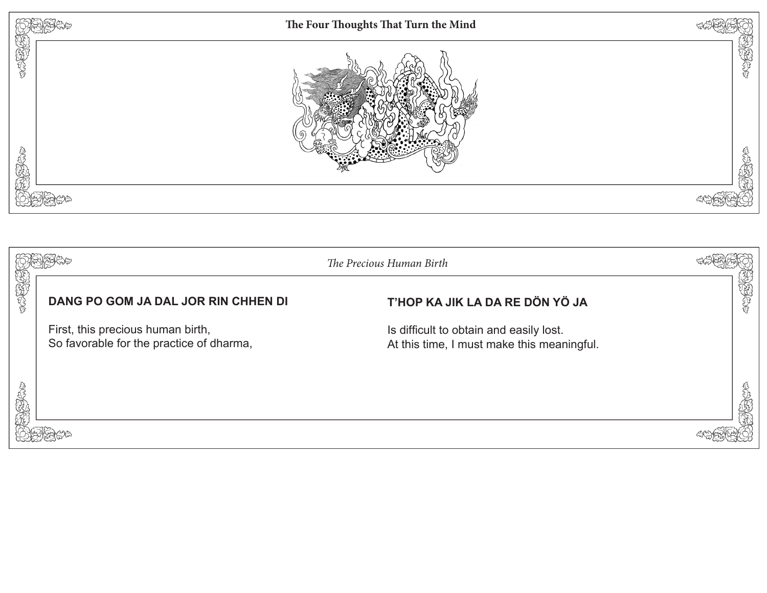# The Four Thoughts That Turn the Mind

## *The Precious Human Birth*

**DANG PO GOM JA DAL JOR RIN CHHEN DI**

First, this precious human birth,
So favorable for the practice of dharma,

**T'HOP KA JIK LA DA RE DÖN YÖ JA**

Is difficult to obtain and easily lost.
At this time, I must make this meaningful.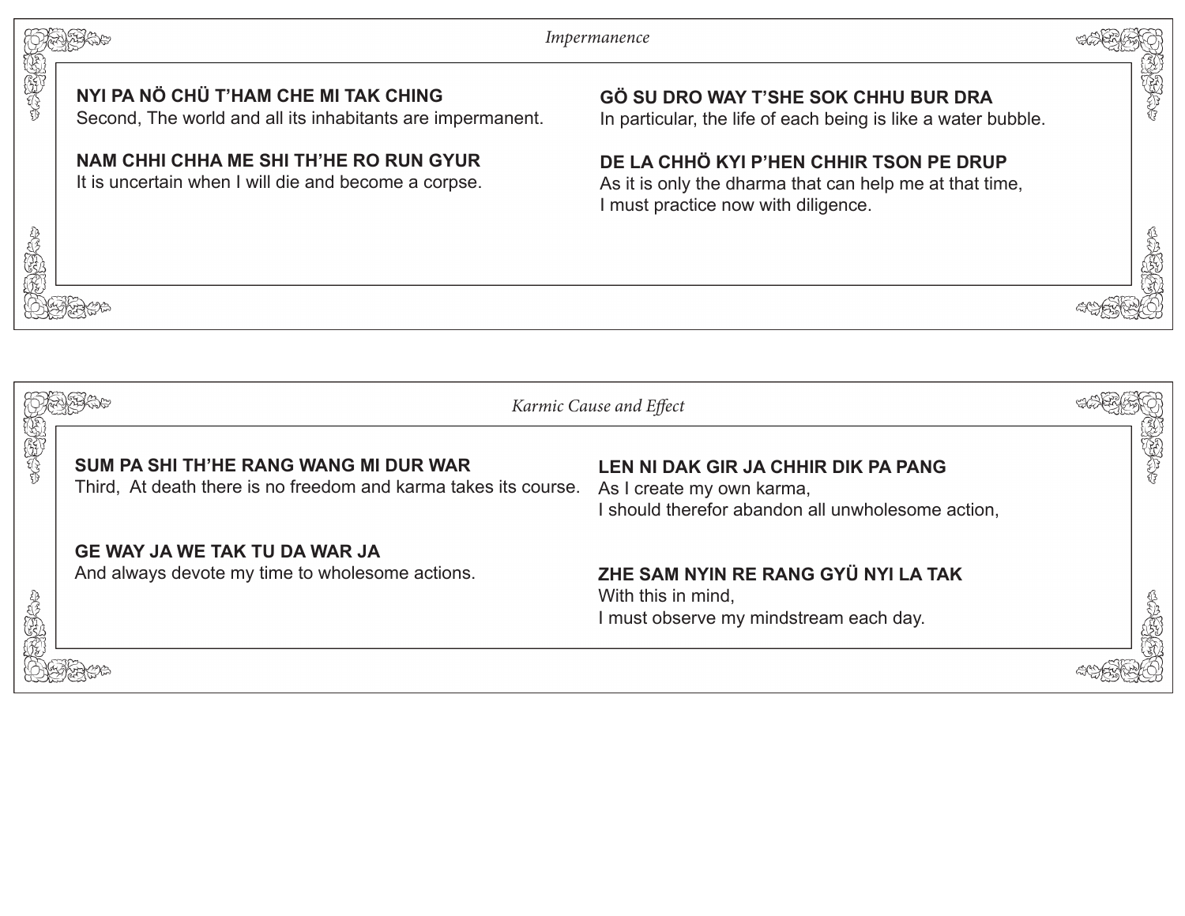## *Impermanence*

**NYI PA NÖ CHÜ T'HAM CHE MI TAK CHING**
Second, The world and all its inhabitants are impermanent.

**GÖ SU DRO WAY T'SHE SOK CHHU BUR DRA**
In particular, the life of each being is like a water bubble.

**NAM CHHI CHHA ME SHI TH'HE RO RUN GYUR**
It is uncertain when I will die and become a corpse.

**DE LA CHHÖ KYI P'HEN CHHIR TSON PE DRUP**
As it is only the dharma that can help me at that time,
I must practice now with diligence.

## *Karmic Cause and Effect*

**SUM PA SHI TH'HE RANG WANG MI DUR WAR**
Third, At death there is no freedom and karma takes its course.

**LEN NI DAK GIR JA CHHIR DIK PA PANG**
As I create my own karma,
I should therefor abandon all unwholesome action,

**GE WAY JA WE TAK TU DA WAR JA**
And always devote my time to wholesome actions.

**ZHE SAM NYIN RE RANG GYÜ NYI LA TAK**
With this in mind,
I must observe my mindstream each day.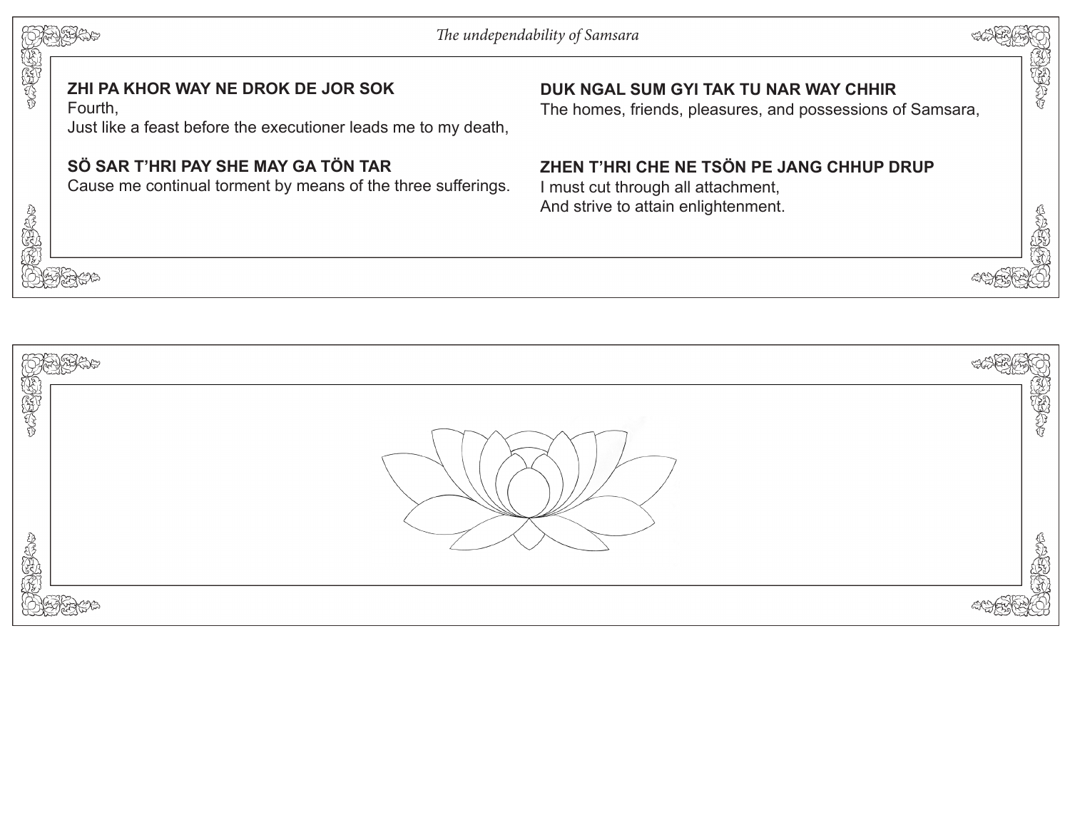*The undependability of Samsara*

**ZHI PA KHOR WAY NE DROK DE JOR SOK**
Fourth,
Just like a feast before the executioner leads me to my death,

**DUK NGAL SUM GYI TAK TU NAR WAY CHHIR**
The homes, friends, pleasures, and possessions of Samsara,

**SÖ SAR T'HRI PAY SHE MAY GA TÖN TAR**
Cause me continual torment by means of the three sufferings.

**ZHEN T'HRI CHE NE TSÖN PE JANG CHHUP DRUP**
I must cut through all attachment,
And strive to attain enlightenment.